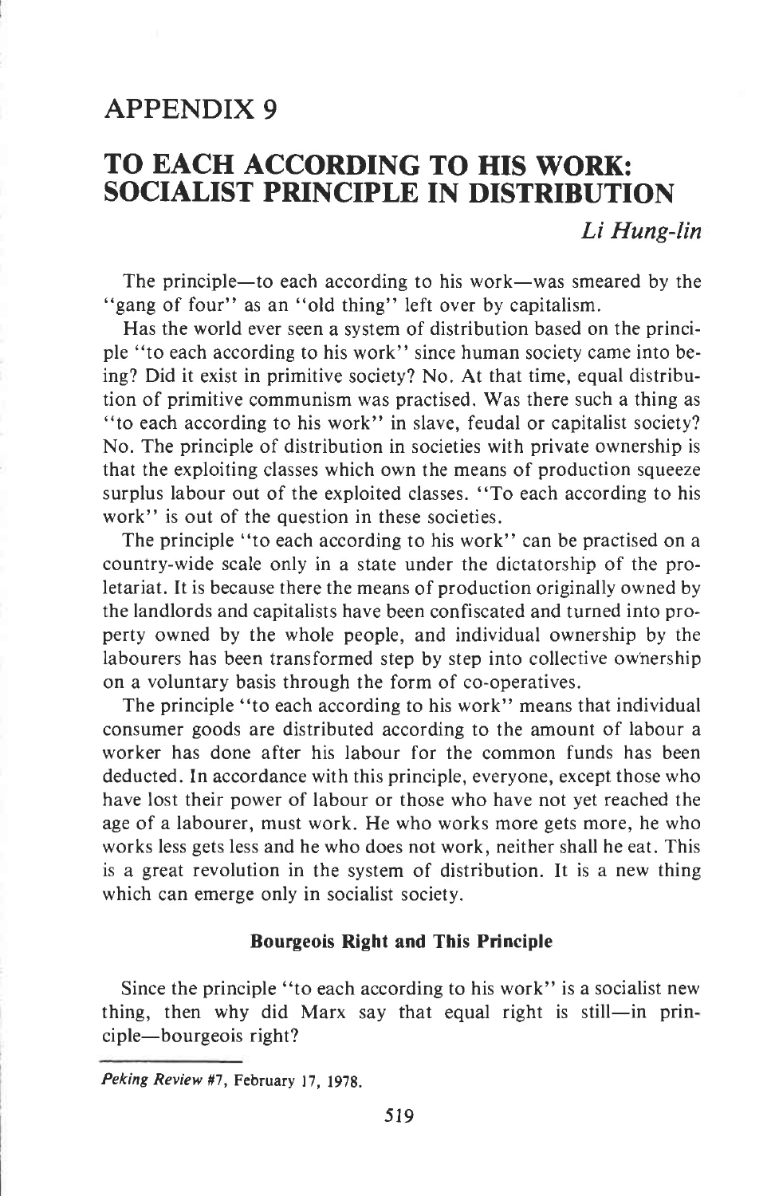# APPENDIX 9

# TO EACH ACCORDING TO HIS WORK: SOCIALIST PRINCIPLE IN DISTRIBUTION

*Li Hung-lin*

The principle—to each according to his work—was smeared by the "gang of four" as an "old thing" left over by capitalism.

Has the world ever seen a system of distribution based on the principle "to each according to his work" since human society came into being? Did it exist in primitive society? No. At that time, equal distribution of primitive communism was practised. Was there such a thing as "to each according to his work" in slave, feudal or capitalist society? No. The principle of distribution in societies with private ownership is that the exploiting classes which own the means of production squeeze surplus labour out of the exploited classes. "To each according to his work" is out of the question in these societies.

The principle "to each according to his work" can be practised on a country-wide scale only in a state under the dictatorship of the proletariat. It is because there the means of production originally owned by the landlords and capitalists have been confiscated and turned into property owned by the whole people, and individual ownership by the labourers has been transformed step by step into collective ownership on a voluntary basis through the form of co-operatives.

The principle "to each according to his work" means that individual consumer goods are distributed according to the amount of labour a worker has done after his labour for the common funds has been deducted. In accordance with this principle, everyone, except those who have lost their power of labour or those who have not yet reached the age of a labourer, must work. He who works more gets more, he who works less gets less and he who does not work, neither shall he eat. This is a great revolution in the system of distribution. It is a new thing which can emerge only in socialist society.

### Bourgeois Right and This Principle

Since the principle "to each according to his work" is a socialist new thing, then why did Marx say that equal right is still—in principle—bourgeois right?

*Peking Review* #7, February 17, 1978.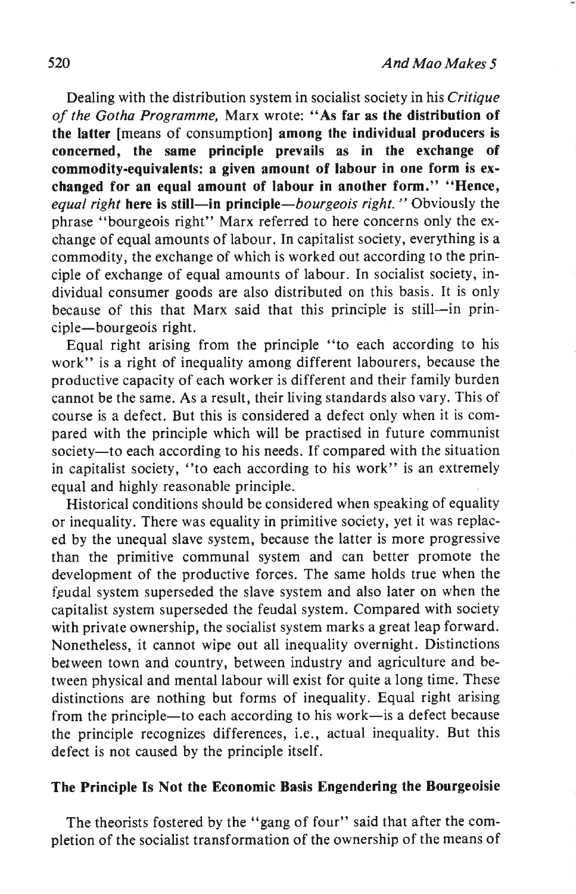Dealing with the distribution system in socialist society in his *Critique of the Gotha Programme*, Marx wrote: **"As far as the distribution of the latter** [means of consumption] **among the individual producers is concerned, the same principle prevails as in the exchange of commodity-equivalents: a given amount of labour in one form is exchanged for an equal amount of labour in another form." "Hence, *equal right* here is still—in principle—*bourgeois right.*"** Obviously the phrase "bourgeois right" Marx referred to here concerns only the exchange of equal amounts of labour. In capitalist society, everything is a commodity, the exchange of which is worked out according to the principle of exchange of equal amounts of labour. In socialist society, individual consumer goods are also distributed on this basis. It is only because of this that Marx said that this principle is still—in principle—bourgeois right.

Equal right arising from the principle "to each according to his work" is a right of inequality among different labourers, because the productive capacity of each worker is different and their family burden cannot be the same. As a result, their living standards also vary. This of course is a defect. But this is considered a defect only when it is compared with the principle which will be practised in future communist society—to each according to his needs. If compared with the situation in capitalist society, "to each according to his work" is an extremely equal and highly reasonable principle.

Historical conditions should be considered when speaking of equality or inequality. There was equality in primitive society, yet it was replaced by the unequal slave system, because the latter is more progressive than the primitive communal system and can better promote the development of the productive forces. The same holds true when the feudal system superseded the slave system and also later on when the capitalist system superseded the feudal system. Compared with society with private ownership, the socialist system marks a great leap forward. Nonetheless, it cannot wipe out all inequality overnight. Distinctions between town and country, between industry and agriculture and between physical and mental labour will exist for quite a long time. These distinctions are nothing but forms of inequality. Equal right arising from the principle—to each according to his work—is a defect because the principle recognizes differences, i.e., actual inequality. But this defect is not caused by the principle itself.

### The Principle Is Not the Economic Basis Engendering the Bourgeoisie

The theorists fostered by the "gang of four" said that after the completion of the socialist transformation of the ownership of the means of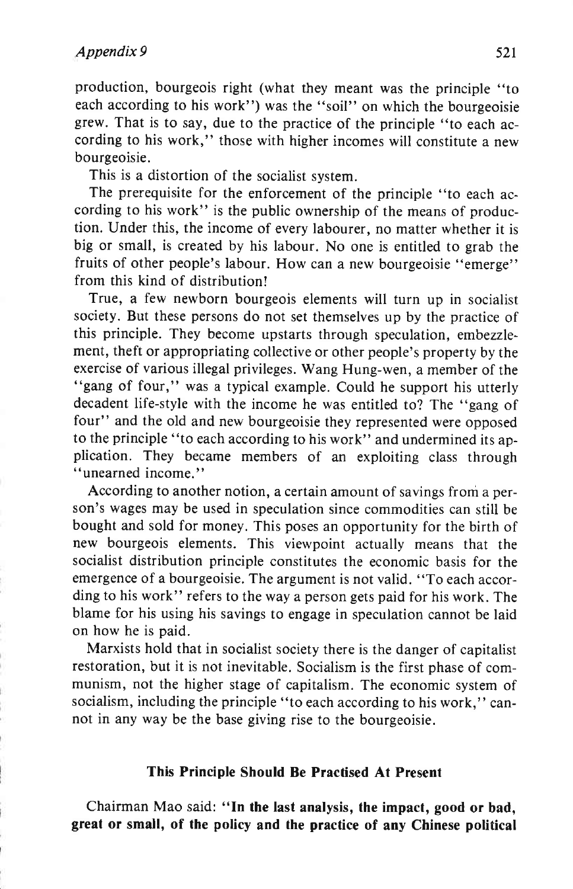production, bourgeois right (what they meant was the principle "to each according to his work") was the "soil" on which the bourgeoisie grew. That is to say, due to the practice of the principle "to each according to his work," those with higher incomes will constitute a new bourgeoisie.

This is a distortion of the socialist system.

The prerequisite for the enforcement of the principle "to each according to his work" is the public ownership of the means of production. Under this, the income of every labourer, no matter whether it is big or small, is created by his labour. No one is entitled to grab the fruits of other people's labour. How can a new bourgeoisie "emerge" from this kind of distribution!

True, a few newborn bourgeois elements will turn up in socialist society. But these persons do not set themselves up by the practice of this principle. They become upstarts through speculation, embezzlement, theft or appropriating collective or other people's property by the exercise of various illegal privileges. Wang Hung-wen, a member of the "gang of four," was a typical example. Could he support his utterly decadent life-style with the income he was entitled to? The "gang of four" and the old and new bourgeoisie they represented were opposed to the principle "to each according to his work" and undermined its application. They became members of an exploiting class through "unearned income."

According to another notion, a certain amount of savings from a person's wages may be used in speculation since commodities can still be bought and sold for money. This poses an opportunity for the birth of new bourgeois elements. This viewpoint actually means that the socialist distribution principle constitutes the economic basis for the emergence of a bourgeoisie. The argument is not valid. "To each according to his work" refers to the way a person gets paid for his work. The blame for his using his savings to engage in speculation cannot be laid on how he is paid.

Marxists hold that in socialist society there is the danger of capitalist restoration, but it is not inevitable. Socialism is the first phase of communism, not the higher stage of capitalism. The economic system of socialism, including the principle "to each according to his work," cannot in any way be the base giving rise to the bourgeoisie.

### This Principle Should Be Practised At Present

Chairman Mao said: **"In the last analysis, the impact, good or bad, great or small, of the policy and the practice of any Chinese political**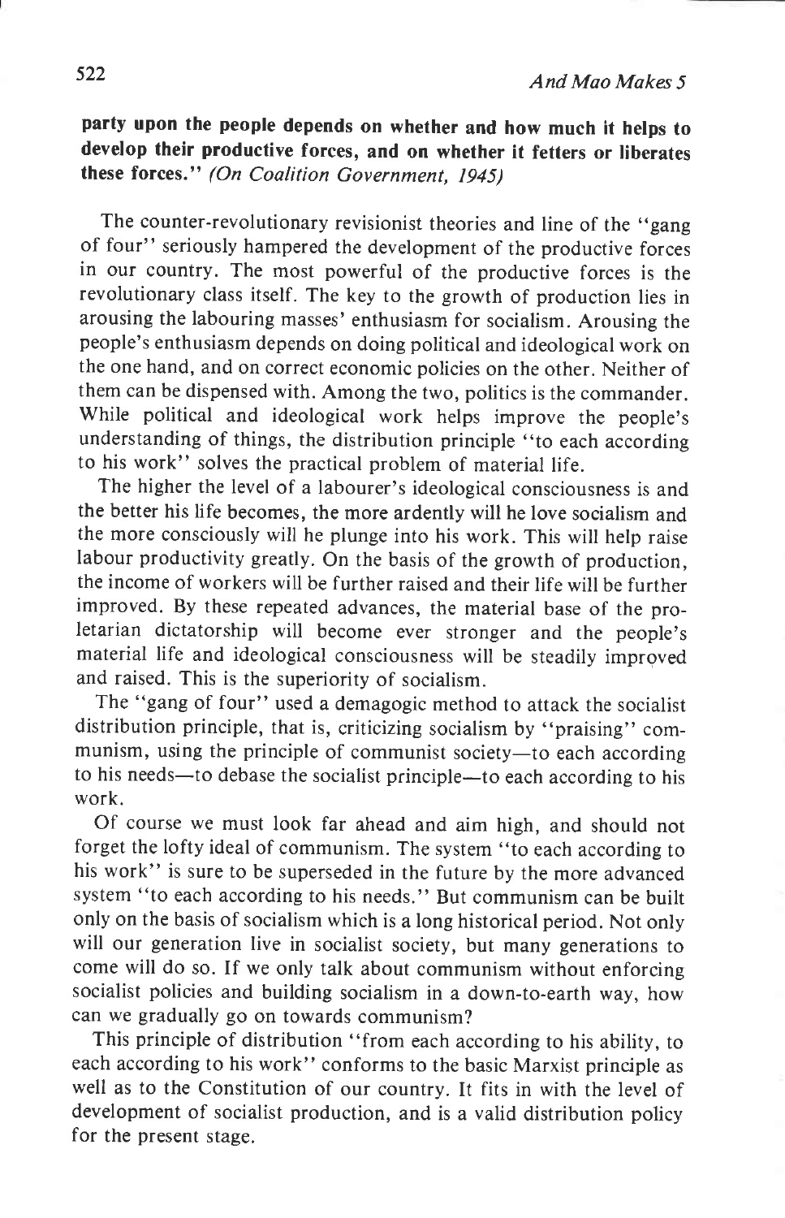**party upon the people depends on whether and how much it helps to develop their productive forces, and on whether it fetters or liberates these forces."** *(On Coalition Government, 1945)*

The counter-revolutionary revisionist theories and line of the "gang of four" seriously hampered the development of the productive forces in our country. The most powerful of the productive forces is the revolutionary class itself. The key to the growth of production lies in arousing the labouring masses' enthusiasm for socialism. Arousing the people's enthusiasm depends on doing political and ideological work on the one hand, and on correct economic policies on the other. Neither of them can be dispensed with. Among the two, politics is the commander. While political and ideological work helps improve the people's understanding of things, the distribution principle "to each according to his work" solves the practical problem of material life.

The higher the level of a labourer's ideological consciousness is and the better his life becomes, the more ardently will he love socialism and the more consciously will he plunge into his work. This will help raise labour productivity greatly. On the basis of the growth of production, the income of workers will be further raised and their life will be further improved. By these repeated advances, the material base of the proletarian dictatorship will become ever stronger and the people's material life and ideological consciousness will be steadily improved and raised. This is the superiority of socialism.

The "gang of four" used a demagogic method to attack the socialist distribution principle, that is, criticizing socialism by "praising" communism, using the principle of communist society—to each according to his needs—to debase the socialist principle—to each according to his work.

Of course we must look far ahead and aim high, and should not forget the lofty ideal of communism. The system "to each according to his work" is sure to be superseded in the future by the more advanced system "to each according to his needs." But communism can be built only on the basis of socialism which is a long historical period. Not only will our generation live in socialist society, but many generations to come will do so. If we only talk about communism without enforcing socialist policies and building socialism in a down-to-earth way, how can we gradually go on towards communism?

This principle of distribution "from each according to his ability, to each according to his work" conforms to the basic Marxist principle as well as to the Constitution of our country. It fits in with the level of development of socialist production, and is a valid distribution policy for the present stage.